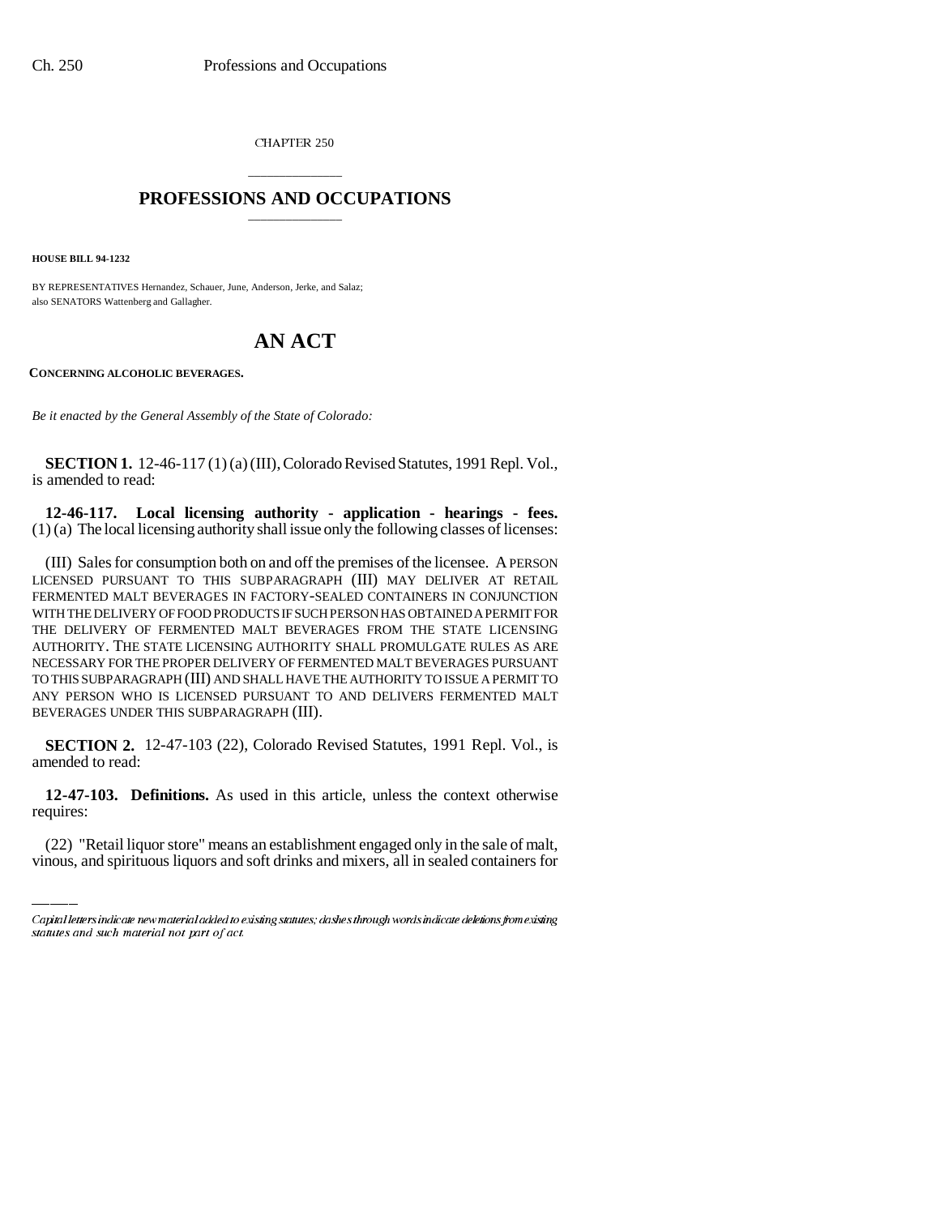CHAPTER 250

# PROFESSIONS AND OCCUPATIONS

**HOUSE BILL 94-1232**

BY REPRESENTATIVES Hernandez, Schauer, June, Anderson, Jerke, and Salaz; also SENATORS Wattenberg and Gallagher.

# AN ACT

**CONCERNING ALCOHOLIC BEVERAGES.**

*Be it enacted by the General Assembly of the State of Colorado:*

**SECTION 1.** 12-46-117 (1) (a) (III), Colorado Revised Statutes, 1991 Repl. Vol., is amended to read:

**12-46-117. Local licensing authority - application - hearings - fees.** (1) (a) The local licensing authority shall issue only the following classes of licenses:

(III) Sales for consumption both on and off the premises of the licensee. A PERSON LICENSED PURSUANT TO THIS SUBPARAGRAPH (III) MAY DELIVER AT RETAIL FERMENTED MALT BEVERAGES IN FACTORY-SEALED CONTAINERS IN CONJUNCTION WITH THE DELIVERY OF FOOD PRODUCTS IF SUCH PERSON HAS OBTAINED A PERMIT FOR THE DELIVERY OF FERMENTED MALT BEVERAGES FROM THE STATE LICENSING AUTHORITY. THE STATE LICENSING AUTHORITY SHALL PROMULGATE RULES AS ARE NECESSARY FOR THE PROPER DELIVERY OF FERMENTED MALT BEVERAGES PURSUANT TO THIS SUBPARAGRAPH (III) AND SHALL HAVE THE AUTHORITY TO ISSUE A PERMIT TO ANY PERSON WHO IS LICENSED PURSUANT TO AND DELIVERS FERMENTED MALT BEVERAGES UNDER THIS SUBPARAGRAPH (III).

**SECTION 2.** 12-47-103 (22), Colorado Revised Statutes, 1991 Repl. Vol., is amended to read:

**12-47-103. Definitions.** As used in this article, unless the context otherwise requires:

(22) "Retail liquor store" means an establishment engaged only in the sale of malt, vinous, and spirituous liquors and soft drinks and mixers, all in sealed containers for

Capital letters indicate new material added to existing statutes; dashes through words indicate deletions from existing statutes and such material not part of act.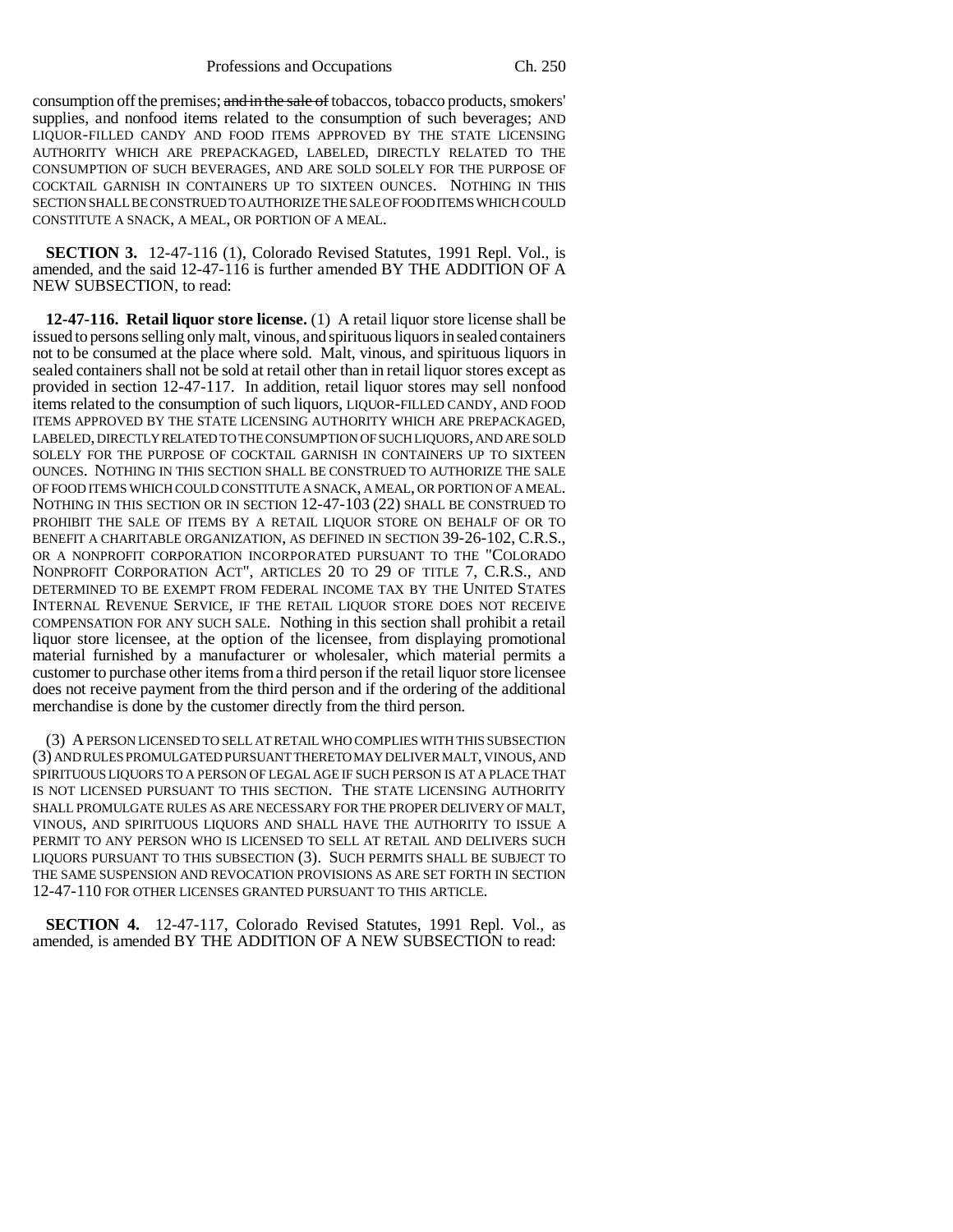consumption off the premises; ~~and in the sale of~~ tobaccos, tobacco products, smokers' supplies, and nonfood items related to the consumption of such beverages; AND LIQUOR-FILLED CANDY AND FOOD ITEMS APPROVED BY THE STATE LICENSING AUTHORITY WHICH ARE PREPACKAGED, LABELED, DIRECTLY RELATED TO THE CONSUMPTION OF SUCH BEVERAGES, AND ARE SOLD SOLELY FOR THE PURPOSE OF COCKTAIL GARNISH IN CONTAINERS UP TO SIXTEEN OUNCES. NOTHING IN THIS SECTION SHALL BE CONSTRUED TO AUTHORIZE THE SALE OF FOOD ITEMS WHICH COULD CONSTITUTE A SNACK, A MEAL, OR PORTION OF A MEAL.

**SECTION 3.** 12-47-116 (1), Colorado Revised Statutes, 1991 Repl. Vol., is amended, and the said 12-47-116 is further amended BY THE ADDITION OF A NEW SUBSECTION, to read:

**12-47-116. Retail liquor store license.** (1) A retail liquor store license shall be issued to persons selling only malt, vinous, and spirituous liquors in sealed containers not to be consumed at the place where sold. Malt, vinous, and spirituous liquors in sealed containers shall not be sold at retail other than in retail liquor stores except as provided in section 12-47-117. In addition, retail liquor stores may sell nonfood items related to the consumption of such liquors, LIQUOR-FILLED CANDY, AND FOOD ITEMS APPROVED BY THE STATE LICENSING AUTHORITY WHICH ARE PREPACKAGED, LABELED, DIRECTLY RELATED TO THE CONSUMPTION OF SUCH LIQUORS, AND ARE SOLD SOLELY FOR THE PURPOSE OF COCKTAIL GARNISH IN CONTAINERS UP TO SIXTEEN OUNCES. NOTHING IN THIS SECTION SHALL BE CONSTRUED TO AUTHORIZE THE SALE OF FOOD ITEMS WHICH COULD CONSTITUTE A SNACK, A MEAL, OR PORTION OF A MEAL. NOTHING IN THIS SECTION OR IN SECTION 12-47-103 (22) SHALL BE CONSTRUED TO PROHIBIT THE SALE OF ITEMS BY A RETAIL LIQUOR STORE ON BEHALF OF OR TO BENEFIT A CHARITABLE ORGANIZATION, AS DEFINED IN SECTION 39-26-102, C.R.S., OR A NONPROFIT CORPORATION INCORPORATED PURSUANT TO THE "COLORADO NONPROFIT CORPORATION ACT", ARTICLES 20 TO 29 OF TITLE 7, C.R.S., AND DETERMINED TO BE EXEMPT FROM FEDERAL INCOME TAX BY THE UNITED STATES INTERNAL REVENUE SERVICE, IF THE RETAIL LIQUOR STORE DOES NOT RECEIVE COMPENSATION FOR ANY SUCH SALE. Nothing in this section shall prohibit a retail liquor store licensee, at the option of the licensee, from displaying promotional material furnished by a manufacturer or wholesaler, which material permits a customer to purchase other items from a third person if the retail liquor store licensee does not receive payment from the third person and if the ordering of the additional merchandise is done by the customer directly from the third person.

(3) A PERSON LICENSED TO SELL AT RETAIL WHO COMPLIES WITH THIS SUBSECTION (3) AND RULES PROMULGATED PURSUANT THERETO MAY DELIVER MALT, VINOUS, AND SPIRITUOUS LIQUORS TO A PERSON OF LEGAL AGE IF SUCH PERSON IS AT A PLACE THAT IS NOT LICENSED PURSUANT TO THIS SECTION. THE STATE LICENSING AUTHORITY SHALL PROMULGATE RULES AS ARE NECESSARY FOR THE PROPER DELIVERY OF MALT, VINOUS, AND SPIRITUOUS LIQUORS AND SHALL HAVE THE AUTHORITY TO ISSUE A PERMIT TO ANY PERSON WHO IS LICENSED TO SELL AT RETAIL AND DELIVERS SUCH LIQUORS PURSUANT TO THIS SUBSECTION (3). SUCH PERMITS SHALL BE SUBJECT TO THE SAME SUSPENSION AND REVOCATION PROVISIONS AS ARE SET FORTH IN SECTION 12-47-110 FOR OTHER LICENSES GRANTED PURSUANT TO THIS ARTICLE.

**SECTION 4.** 12-47-117, Colorado Revised Statutes, 1991 Repl. Vol., as amended, is amended BY THE ADDITION OF A NEW SUBSECTION to read: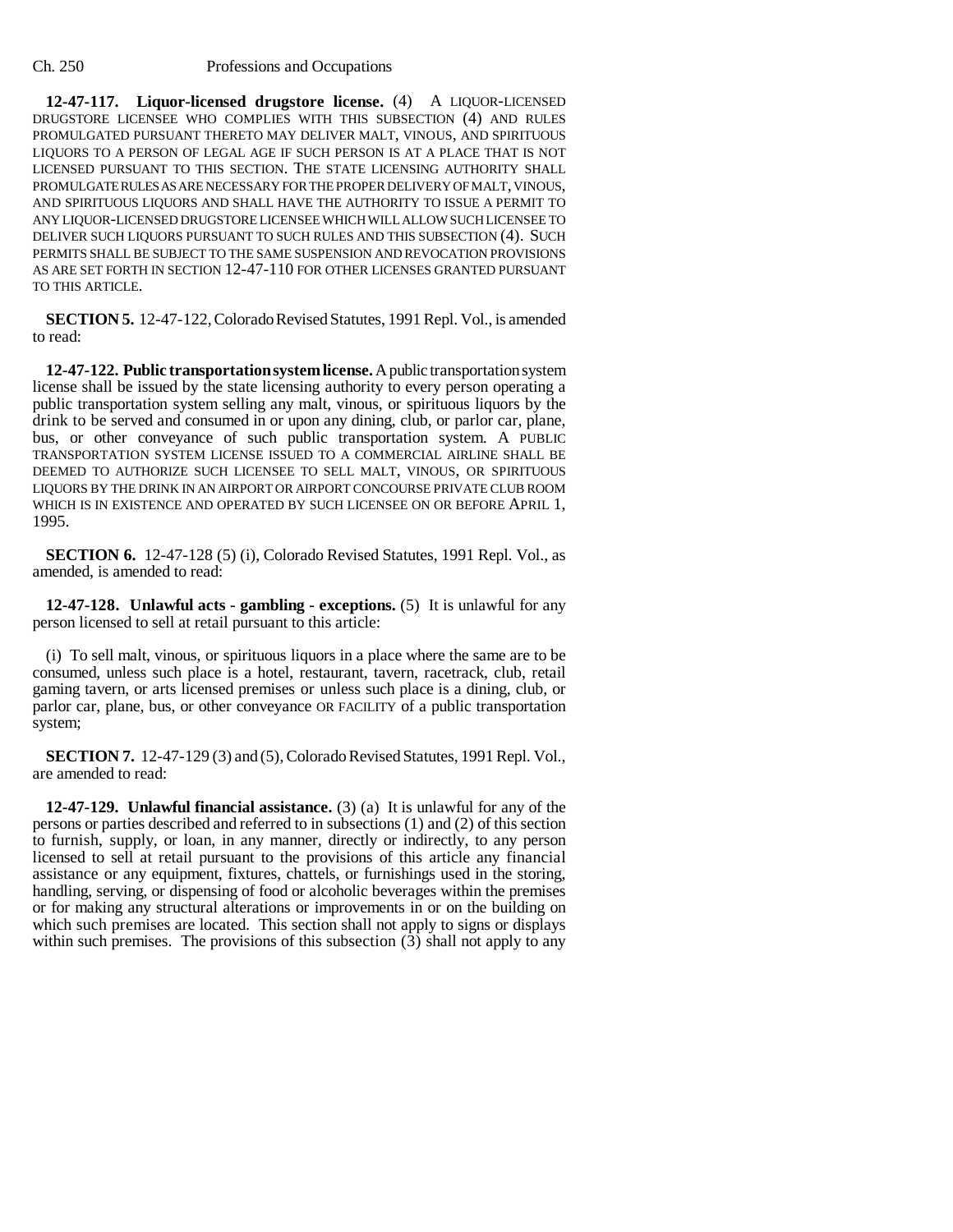**12-47-117. Liquor-licensed drugstore license.** (4) A LIQUOR-LICENSED DRUGSTORE LICENSEE WHO COMPLIES WITH THIS SUBSECTION (4) AND RULES PROMULGATED PURSUANT THERETO MAY DELIVER MALT, VINOUS, AND SPIRITUOUS LIQUORS TO A PERSON OF LEGAL AGE IF SUCH PERSON IS AT A PLACE THAT IS NOT LICENSED PURSUANT TO THIS SECTION. THE STATE LICENSING AUTHORITY SHALL PROMULGATE RULES AS ARE NECESSARY FOR THE PROPER DELIVERY OF MALT, VINOUS, AND SPIRITUOUS LIQUORS AND SHALL HAVE THE AUTHORITY TO ISSUE A PERMIT TO ANY LIQUOR-LICENSED DRUGSTORE LICENSEE WHICH WILL ALLOW SUCH LICENSEE TO DELIVER SUCH LIQUORS PURSUANT TO SUCH RULES AND THIS SUBSECTION (4). SUCH PERMITS SHALL BE SUBJECT TO THE SAME SUSPENSION AND REVOCATION PROVISIONS AS ARE SET FORTH IN SECTION 12-47-110 FOR OTHER LICENSES GRANTED PURSUANT TO THIS ARTICLE.

**SECTION 5.** 12-47-122, Colorado Revised Statutes, 1991 Repl. Vol., is amended to read:

**12-47-122. Public transportation system license.** A public transportation system license shall be issued by the state licensing authority to every person operating a public transportation system selling any malt, vinous, or spirituous liquors by the drink to be served and consumed in or upon any dining, club, or parlor car, plane, bus, or other conveyance of such public transportation system. A PUBLIC TRANSPORTATION SYSTEM LICENSE ISSUED TO A COMMERCIAL AIRLINE SHALL BE DEEMED TO AUTHORIZE SUCH LICENSEE TO SELL MALT, VINOUS, OR SPIRITUOUS LIQUORS BY THE DRINK IN AN AIRPORT OR AIRPORT CONCOURSE PRIVATE CLUB ROOM WHICH IS IN EXISTENCE AND OPERATED BY SUCH LICENSEE ON OR BEFORE APRIL 1, 1995.

**SECTION 6.** 12-47-128 (5) (i), Colorado Revised Statutes, 1991 Repl. Vol., as amended, is amended to read:

**12-47-128. Unlawful acts - gambling - exceptions.** (5) It is unlawful for any person licensed to sell at retail pursuant to this article:

(i) To sell malt, vinous, or spirituous liquors in a place where the same are to be consumed, unless such place is a hotel, restaurant, tavern, racetrack, club, retail gaming tavern, or arts licensed premises or unless such place is a dining, club, or parlor car, plane, bus, or other conveyance OR FACILITY of a public transportation system;

**SECTION 7.** 12-47-129 (3) and (5), Colorado Revised Statutes, 1991 Repl. Vol., are amended to read:

**12-47-129. Unlawful financial assistance.** (3) (a) It is unlawful for any of the persons or parties described and referred to in subsections (1) and (2) of this section to furnish, supply, or loan, in any manner, directly or indirectly, to any person licensed to sell at retail pursuant to the provisions of this article any financial assistance or any equipment, fixtures, chattels, or furnishings used in the storing, handling, serving, or dispensing of food or alcoholic beverages within the premises or for making any structural alterations or improvements in or on the building on which such premises are located. This section shall not apply to signs or displays within such premises. The provisions of this subsection (3) shall not apply to any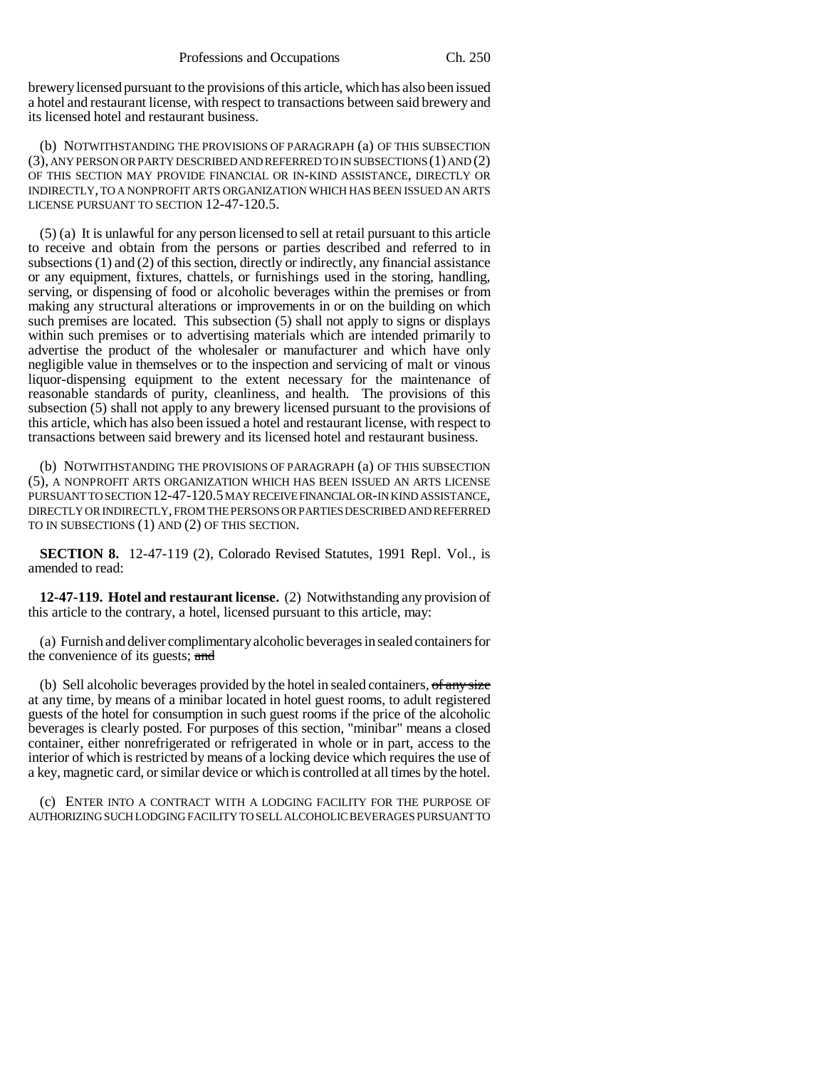brewery licensed pursuant to the provisions of this article, which has also been issued a hotel and restaurant license, with respect to transactions between said brewery and its licensed hotel and restaurant business.

(b) NOTWITHSTANDING THE PROVISIONS OF PARAGRAPH (a) OF THIS SUBSECTION (3), ANY PERSON OR PARTY DESCRIBED AND REFERRED TO IN SUBSECTIONS (1) AND (2) OF THIS SECTION MAY PROVIDE FINANCIAL OR IN-KIND ASSISTANCE, DIRECTLY OR INDIRECTLY, TO A NONPROFIT ARTS ORGANIZATION WHICH HAS BEEN ISSUED AN ARTS LICENSE PURSUANT TO SECTION 12-47-120.5.

(5) (a) It is unlawful for any person licensed to sell at retail pursuant to this article to receive and obtain from the persons or parties described and referred to in subsections (1) and (2) of this section, directly or indirectly, any financial assistance or any equipment, fixtures, chattels, or furnishings used in the storing, handling, serving, or dispensing of food or alcoholic beverages within the premises or from making any structural alterations or improvements in or on the building on which such premises are located. This subsection (5) shall not apply to signs or displays within such premises or to advertising materials which are intended primarily to advertise the product of the wholesaler or manufacturer and which have only negligible value in themselves or to the inspection and servicing of malt or vinous liquor-dispensing equipment to the extent necessary for the maintenance of reasonable standards of purity, cleanliness, and health. The provisions of this subsection (5) shall not apply to any brewery licensed pursuant to the provisions of this article, which has also been issued a hotel and restaurant license, with respect to transactions between said brewery and its licensed hotel and restaurant business.

(b) NOTWITHSTANDING THE PROVISIONS OF PARAGRAPH (a) OF THIS SUBSECTION (5), A NONPROFIT ARTS ORGANIZATION WHICH HAS BEEN ISSUED AN ARTS LICENSE PURSUANT TO SECTION 12-47-120.5 MAY RECEIVE FINANCIAL OR-IN KIND ASSISTANCE, DIRECTLY OR INDIRECTLY, FROM THE PERSONS OR PARTIES DESCRIBED AND REFERRED TO IN SUBSECTIONS (1) AND (2) OF THIS SECTION.

**SECTION 8.** 12-47-119 (2), Colorado Revised Statutes, 1991 Repl. Vol., is amended to read:

**12-47-119. Hotel and restaurant license.** (2) Notwithstanding any provision of this article to the contrary, a hotel, licensed pursuant to this article, may:

(a) Furnish and deliver complimentary alcoholic beverages in sealed containers for the convenience of its guests; ~~and~~

(b) Sell alcoholic beverages provided by the hotel in sealed containers, ~~of any size~~ at any time, by means of a minibar located in hotel guest rooms, to adult registered guests of the hotel for consumption in such guest rooms if the price of the alcoholic beverages is clearly posted. For purposes of this section, "minibar" means a closed container, either nonrefrigerated or refrigerated in whole or in part, access to the interior of which is restricted by means of a locking device which requires the use of a key, magnetic card, or similar device or which is controlled at all times by the hotel.

(c) ENTER INTO A CONTRACT WITH A LODGING FACILITY FOR THE PURPOSE OF AUTHORIZING SUCH LODGING FACILITY TO SELL ALCOHOLIC BEVERAGES PURSUANT TO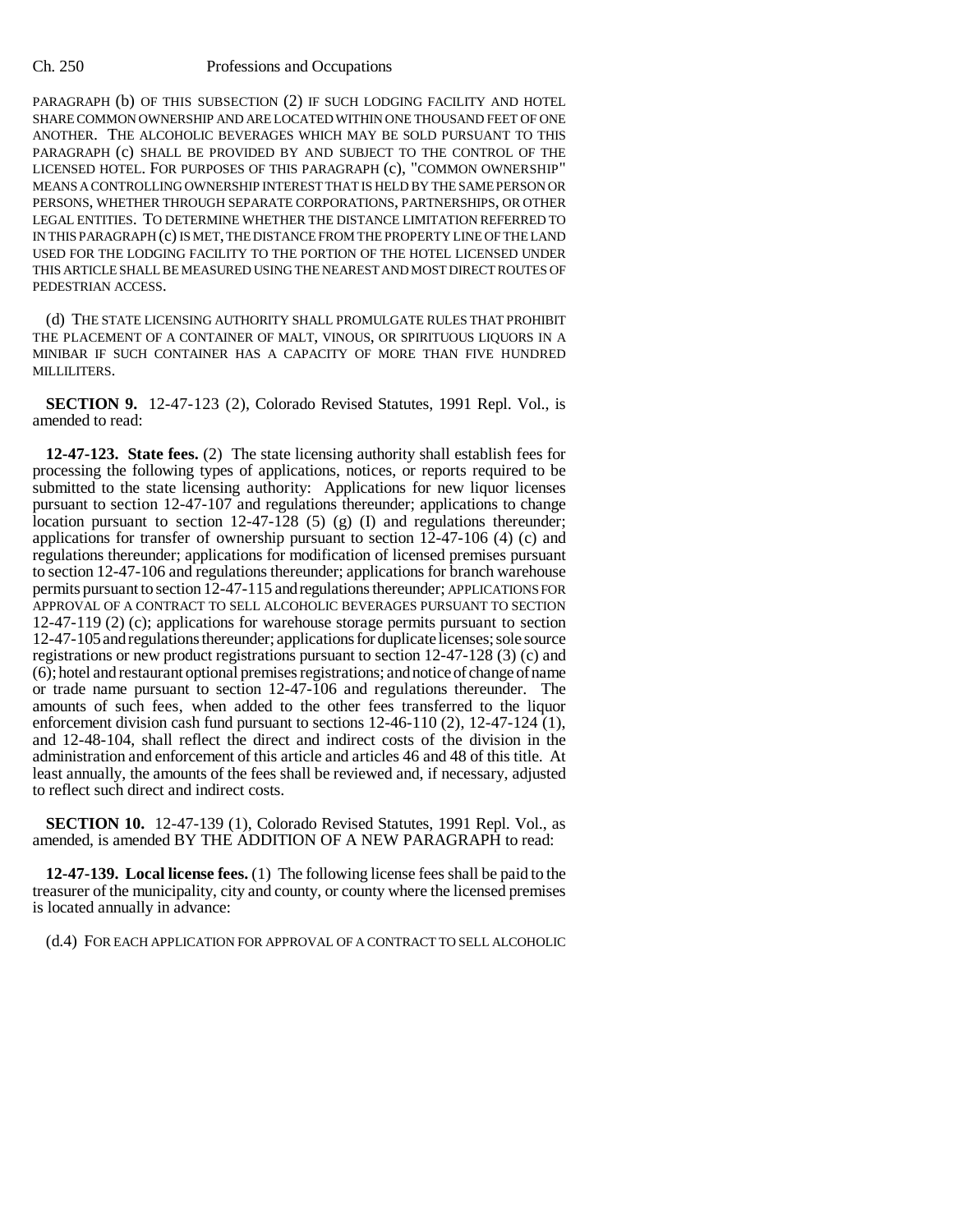PARAGRAPH (b) OF THIS SUBSECTION (2) IF SUCH LODGING FACILITY AND HOTEL SHARE COMMON OWNERSHIP AND ARE LOCATED WITHIN ONE THOUSAND FEET OF ONE ANOTHER. THE ALCOHOLIC BEVERAGES WHICH MAY BE SOLD PURSUANT TO THIS PARAGRAPH (c) SHALL BE PROVIDED BY AND SUBJECT TO THE CONTROL OF THE LICENSED HOTEL. FOR PURPOSES OF THIS PARAGRAPH (c), "COMMON OWNERSHIP" MEANS A CONTROLLING OWNERSHIP INTEREST THAT IS HELD BY THE SAME PERSON OR PERSONS, WHETHER THROUGH SEPARATE CORPORATIONS, PARTNERSHIPS, OR OTHER LEGAL ENTITIES. TO DETERMINE WHETHER THE DISTANCE LIMITATION REFERRED TO IN THIS PARAGRAPH (c) IS MET, THE DISTANCE FROM THE PROPERTY LINE OF THE LAND USED FOR THE LODGING FACILITY TO THE PORTION OF THE HOTEL LICENSED UNDER THIS ARTICLE SHALL BE MEASURED USING THE NEAREST AND MOST DIRECT ROUTES OF PEDESTRIAN ACCESS.

(d) THE STATE LICENSING AUTHORITY SHALL PROMULGATE RULES THAT PROHIBIT THE PLACEMENT OF A CONTAINER OF MALT, VINOUS, OR SPIRITUOUS LIQUORS IN A MINIBAR IF SUCH CONTAINER HAS A CAPACITY OF MORE THAN FIVE HUNDRED MILLILITERS.

**SECTION 9.** 12-47-123 (2), Colorado Revised Statutes, 1991 Repl. Vol., is amended to read:

**12-47-123. State fees.** (2) The state licensing authority shall establish fees for processing the following types of applications, notices, or reports required to be submitted to the state licensing authority: Applications for new liquor licenses pursuant to section 12-47-107 and regulations thereunder; applications to change location pursuant to section 12-47-128 (5) (g) (I) and regulations thereunder; applications for transfer of ownership pursuant to section 12-47-106 (4) (c) and regulations thereunder; applications for modification of licensed premises pursuant to section 12-47-106 and regulations thereunder; applications for branch warehouse permits pursuant to section 12-47-115 and regulations thereunder; APPLICATIONS FOR APPROVAL OF A CONTRACT TO SELL ALCOHOLIC BEVERAGES PURSUANT TO SECTION 12-47-119 (2) (c); applications for warehouse storage permits pursuant to section 12-47-105 and regulations thereunder; applications for duplicate licenses; sole source registrations or new product registrations pursuant to section 12-47-128 (3) (c) and (6); hotel and restaurant optional premises registrations; and notice of change of name or trade name pursuant to section 12-47-106 and regulations thereunder. The amounts of such fees, when added to the other fees transferred to the liquor enforcement division cash fund pursuant to sections 12-46-110 (2), 12-47-124 (1), and 12-48-104, shall reflect the direct and indirect costs of the division in the administration and enforcement of this article and articles 46 and 48 of this title. At least annually, the amounts of the fees shall be reviewed and, if necessary, adjusted to reflect such direct and indirect costs.

**SECTION 10.** 12-47-139 (1), Colorado Revised Statutes, 1991 Repl. Vol., as amended, is amended BY THE ADDITION OF A NEW PARAGRAPH to read:

**12-47-139. Local license fees.** (1) The following license fees shall be paid to the treasurer of the municipality, city and county, or county where the licensed premises is located annually in advance:

(d.4) FOR EACH APPLICATION FOR APPROVAL OF A CONTRACT TO SELL ALCOHOLIC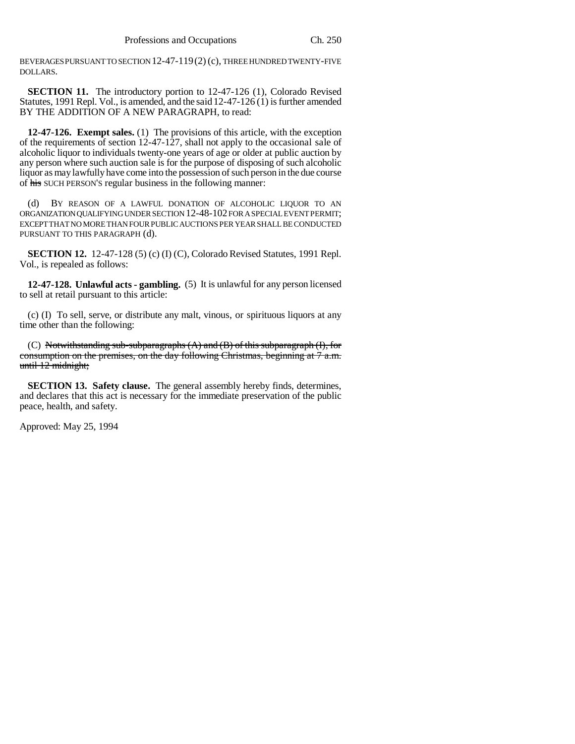BEVERAGES PURSUANT TO SECTION 12-47-119 (2) (c), THREE HUNDRED TWENTY-FIVE DOLLARS.

**SECTION 11.** The introductory portion to 12-47-126 (1), Colorado Revised Statutes, 1991 Repl. Vol., is amended, and the said 12-47-126 (1) is further amended BY THE ADDITION OF A NEW PARAGRAPH, to read:

**12-47-126. Exempt sales.** (1) The provisions of this article, with the exception of the requirements of section 12-47-127, shall not apply to the occasional sale of alcoholic liquor to individuals twenty-one years of age or older at public auction by any person where such auction sale is for the purpose of disposing of such alcoholic liquor as may lawfully have come into the possession of such person in the due course of ~~his~~ SUCH PERSON'S regular business in the following manner:

(d) BY REASON OF A LAWFUL DONATION OF ALCOHOLIC LIQUOR TO AN ORGANIZATION QUALIFYING UNDER SECTION 12-48-102 FOR A SPECIAL EVENT PERMIT; EXCEPT THAT NO MORE THAN FOUR PUBLIC AUCTIONS PER YEAR SHALL BE CONDUCTED PURSUANT TO THIS PARAGRAPH (d).

**SECTION 12.** 12-47-128 (5) (c) (I) (C), Colorado Revised Statutes, 1991 Repl. Vol., is repealed as follows:

**12-47-128. Unlawful acts - gambling.** (5) It is unlawful for any person licensed to sell at retail pursuant to this article:

(c) (I) To sell, serve, or distribute any malt, vinous, or spirituous liquors at any time other than the following:

(C) ~~Notwithstanding sub-subparagraphs (A) and (B) of this subparagraph (I), for consumption on the premises, on the day following Christmas, beginning at 7 a.m. until 12 midnight;~~

**SECTION 13. Safety clause.** The general assembly hereby finds, determines, and declares that this act is necessary for the immediate preservation of the public peace, health, and safety.

Approved: May 25, 1994